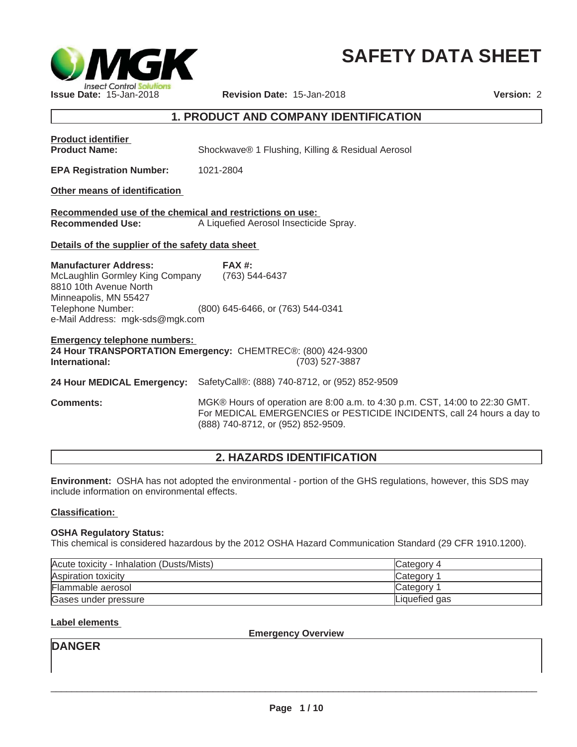# SAFETY DATA SHEET

**Issue Date:** 15-Jan-2018 **Revision Date:** 15-Jan-2018 **Version:** 2

## 1. PRODUCT AND COMPANY IDENTIFICATION

**Product identifier**

**Product Name:** Shockwave® 1 Flushing, Killing & Residual Aerosol

**EPA Registration Number:** 1021-2804

**Other means of identification**

**Recommended use of the chemical and restrictions on use:**

**Recommended Use:** A Liquefied Aerosol Insecticide Spray.

**Details of the supplier of the safety data sheet**

**Manufacturer Address:**
McLaughlin Gormley King Company
8810 10th Avenue North
Minneapolis, MN 55427
Telephone Number: (800) 645-6466, or (763) 544-0341
e-Mail Address: mgk-sds@mgk.com

**FAX #:** (763) 544-6437

**Emergency telephone numbers:**

**24 Hour TRANSPORTATION Emergency:** CHEMTREC®: (800) 424-9300
**International:** (703) 527-3887

**24 Hour MEDICAL Emergency:** SafetyCall®: (888) 740-8712, or (952) 852-9509

**Comments:** MGK® Hours of operation are 8:00 a.m. to 4:30 p.m. CST, 14:00 to 22:30 GMT. For MEDICAL EMERGENCIES or PESTICIDE INCIDENTS, call 24 hours a day to (888) 740-8712, or (952) 852-9509.

## 2. HAZARDS IDENTIFICATION

**Environment:** OSHA has not adopted the environmental - portion of the GHS regulations, however, this SDS may include information on environmental effects.

**Classification:**

**OSHA Regulatory Status:**
This chemical is considered hazardous by the 2012 OSHA Hazard Communication Standard (29 CFR 1910.1200).

| | |
|---|---|
| Acute toxicity - Inhalation (Dusts/Mists) | Category 4 |
| Aspiration toxicity | Category 1 |
| Flammable aerosol | Category 1 |
| Gases under pressure | Liquefied gas |

**Label elements**

**Emergency Overview**

**DANGER**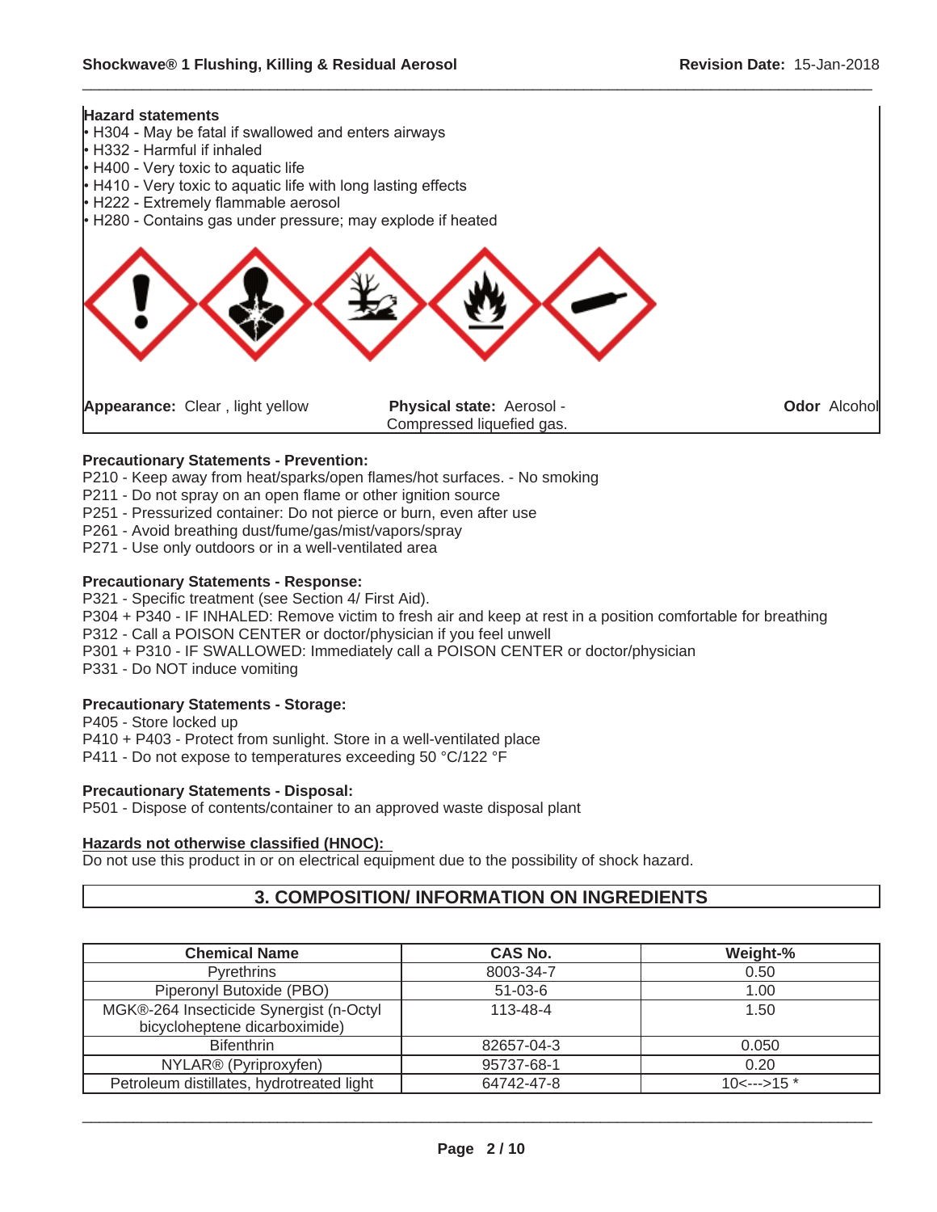**Hazard statements**

- H304 - May be fatal if swallowed and enters airways
- H332 - Harmful if inhaled
- H400 - Very toxic to aquatic life
- H410 - Very toxic to aquatic life with long lasting effects
- H222 - Extremely flammable aerosol
- H280 - Contains gas under pressure; may explode if heated

**Appearance:** Clear , light yellow **Physical state:** Aerosol - Compressed liquefied gas. **Odor** Alcohol

**Precautionary Statements - Prevention:**

P210 - Keep away from heat/sparks/open flames/hot surfaces. - No smoking
P211 - Do not spray on an open flame or other ignition source
P251 - Pressurized container: Do not pierce or burn, even after use
P261 - Avoid breathing dust/fume/gas/mist/vapors/spray
P271 - Use only outdoors or in a well-ventilated area

**Precautionary Statements - Response:**

P321 - Specific treatment (see Section 4/ First Aid).
P304 + P340 - IF INHALED: Remove victim to fresh air and keep at rest in a position comfortable for breathing
P312 - Call a POISON CENTER or doctor/physician if you feel unwell
P301 + P310 - IF SWALLOWED: Immediately call a POISON CENTER or doctor/physician
P331 - Do NOT induce vomiting

**Precautionary Statements - Storage:**

P405 - Store locked up
P410 + P403 - Protect from sunlight. Store in a well-ventilated place
P411 - Do not expose to temperatures exceeding 50 °C/122 °F

**Precautionary Statements - Disposal:**

P501 - Dispose of contents/container to an approved waste disposal plant

**Hazards not otherwise classified (HNOC):**

Do not use this product in or on electrical equipment due to the possibility of shock hazard.

## 3. COMPOSITION/ INFORMATION ON INGREDIENTS

| Chemical Name | CAS No. | Weight-% |
|---|---|---|
| Pyrethrins | 8003-34-7 | 0.50 |
| Piperonyl Butoxide (PBO) | 51-03-6 | 1.00 |
| MGK®-264 Insecticide Synergist (n-Octyl bicycloheptene dicarboximide) | 113-48-4 | 1.50 |
| Bifenthrin | 82657-04-3 | 0.050 |
| NYLAR® (Pyriproxyfen) | 95737-68-1 | 0.20 |
| Petroleum distillates, hydrotreated light | 64742-47-8 | 10<--->15 * |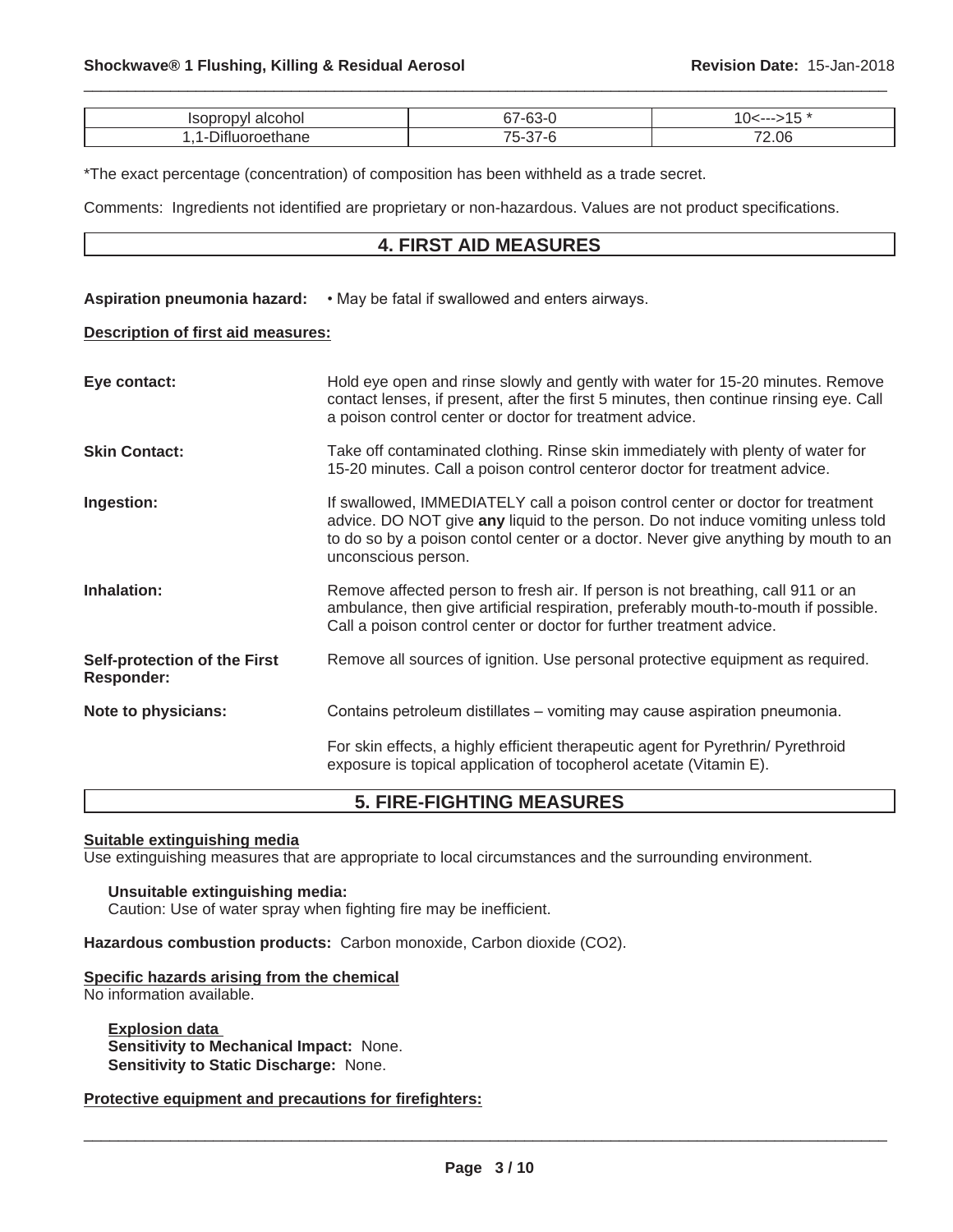| Isopropyl alcohol | 67-63-0 | 10<--->15 * |
|---|---|---|
| 1,1-Difluoroethane | 75-37-6 | 72.06 |

*The exact percentage (concentration) of composition has been withheld as a trade secret.

Comments: Ingredients not identified are proprietary or non-hazardous. Values are not product specifications.

## 4. FIRST AID MEASURES

**Aspiration pneumonia hazard:** • May be fatal if swallowed and enters airways.

**Description of first aid measures:**

**Eye contact:** Hold eye open and rinse slowly and gently with water for 15-20 minutes. Remove contact lenses, if present, after the first 5 minutes, then continue rinsing eye. Call a poison control center or doctor for treatment advice.

**Skin Contact:** Take off contaminated clothing. Rinse skin immediately with plenty of water for 15-20 minutes. Call a poison control centeror doctor for treatment advice.

**Ingestion:** If swallowed, IMMEDIATELY call a poison control center or doctor for treatment advice. DO NOT give **any** liquid to the person. Do not induce vomiting unless told to do so by a poison contol center or a doctor. Never give anything by mouth to an unconscious person.

**Inhalation:** Remove affected person to fresh air. If person is not breathing, call 911 or an ambulance, then give artificial respiration, preferably mouth-to-mouth if possible. Call a poison control center or doctor for further treatment advice.

**Self-protection of the First Responder:** Remove all sources of ignition. Use personal protective equipment as required.

**Note to physicians:** Contains petroleum distillates – vomiting may cause aspiration pneumonia.

For skin effects, a highly efficient therapeutic agent for Pyrethrin/ Pyrethroid exposure is topical application of tocopherol acetate (Vitamin E).

## 5. FIRE-FIGHTING MEASURES

**Suitable extinguishing media**
Use extinguishing measures that are appropriate to local circumstances and the surrounding environment.

**Unsuitable extinguishing media:**
Caution: Use of water spray when fighting fire may be inefficient.

**Hazardous combustion products:** Carbon monoxide, Carbon dioxide ($CO_2$).

**Specific hazards arising from the chemical**
No information available.

**Explosion data**
**Sensitivity to Mechanical Impact:** None.
**Sensitivity to Static Discharge:** None.

**Protective equipment and precautions for firefighters:**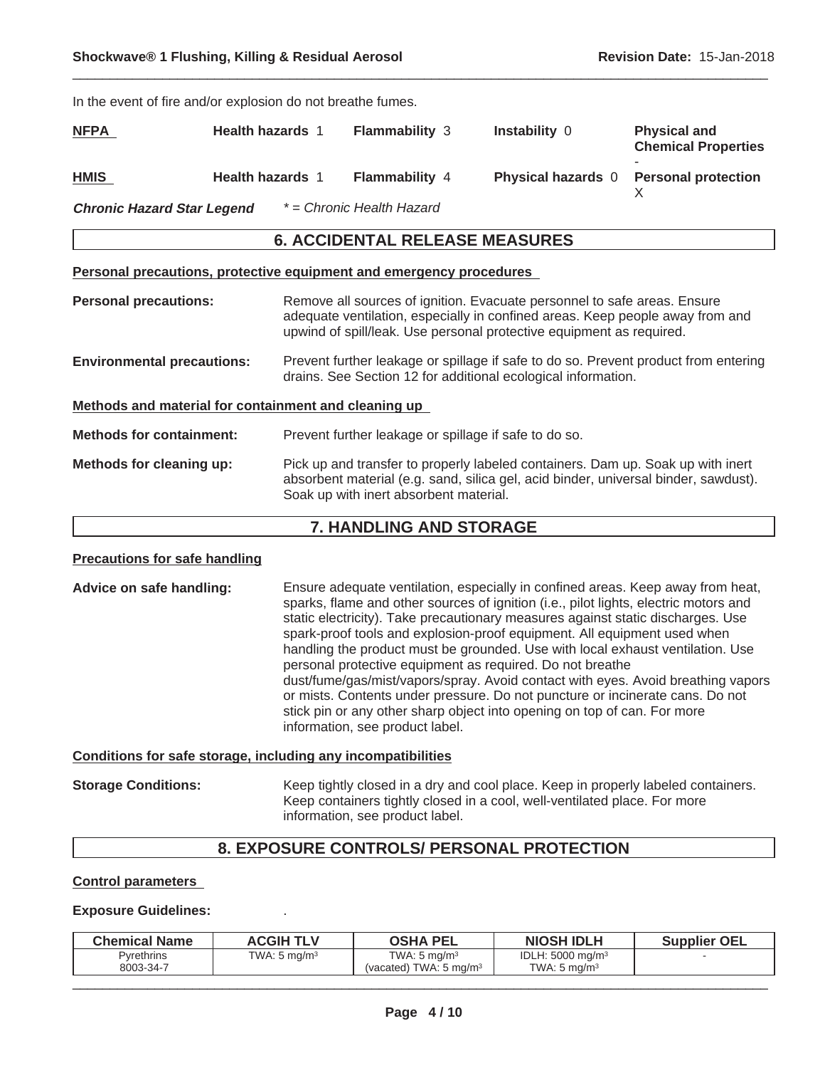In the event of fire and/or explosion do not breathe fumes.

| **NFPA** | **Health hazards** 1 | **Flammability** 3 | **Instability** 0 | **Physical and Chemical Properties** - |
|---|---|---|---|---|
| **HMIS** | **Health hazards** 1 | **Flammability** 4 | **Physical hazards** 0 | **Personal protection** X |

***Chronic Hazard Star Legend*** *\* = Chronic Health Hazard*

## 6. ACCIDENTAL RELEASE MEASURES

**Personal precautions, protective equipment and emergency procedures**

**Personal precautions:** Remove all sources of ignition. Evacuate personnel to safe areas. Ensure adequate ventilation, especially in confined areas. Keep people away from and upwind of spill/leak. Use personal protective equipment as required.

**Environmental precautions:** Prevent further leakage or spillage if safe to do so. Prevent product from entering drains. See Section 12 for additional ecological information.

**Methods and material for containment and cleaning up**

**Methods for containment:** Prevent further leakage or spillage if safe to do so.

**Methods for cleaning up:** Pick up and transfer to properly labeled containers. Dam up. Soak up with inert absorbent material (e.g. sand, silica gel, acid binder, universal binder, sawdust). Soak up with inert absorbent material.

## 7. HANDLING AND STORAGE

**Precautions for safe handling**

**Advice on safe handling:** Ensure adequate ventilation, especially in confined areas. Keep away from heat, sparks, flame and other sources of ignition (i.e., pilot lights, electric motors and static electricity). Take precautionary measures against static discharges. Use spark-proof tools and explosion-proof equipment. All equipment used when handling the product must be grounded. Use with local exhaust ventilation. Use personal protective equipment as required. Do not breathe dust/fume/gas/mist/vapors/spray. Avoid contact with eyes. Avoid breathing vapors or mists. Contents under pressure. Do not puncture or incinerate cans. Do not stick pin or any other sharp object into opening on top of can. For more information, see product label.

**Conditions for safe storage, including any incompatibilities**

**Storage Conditions:** Keep tightly closed in a dry and cool place. Keep in properly labeled containers. Keep containers tightly closed in a cool, well-ventilated place. For more information, see product label.

## 8. EXPOSURE CONTROLS/ PERSONAL PROTECTION

**Control parameters**

**Exposure Guidelines:** .

| Chemical Name | ACGIH TLV | OSHA PEL | NIOSH IDLH | Supplier OEL |
|---|---|---|---|---|
| Pyrethrins 8003-34-7 | TWA: 5 mg/m³ | TWA: 5 mg/m³ (vacated) TWA: 5 mg/m³ | IDLH: 5000 mg/m³ TWA: 5 mg/m³ | - |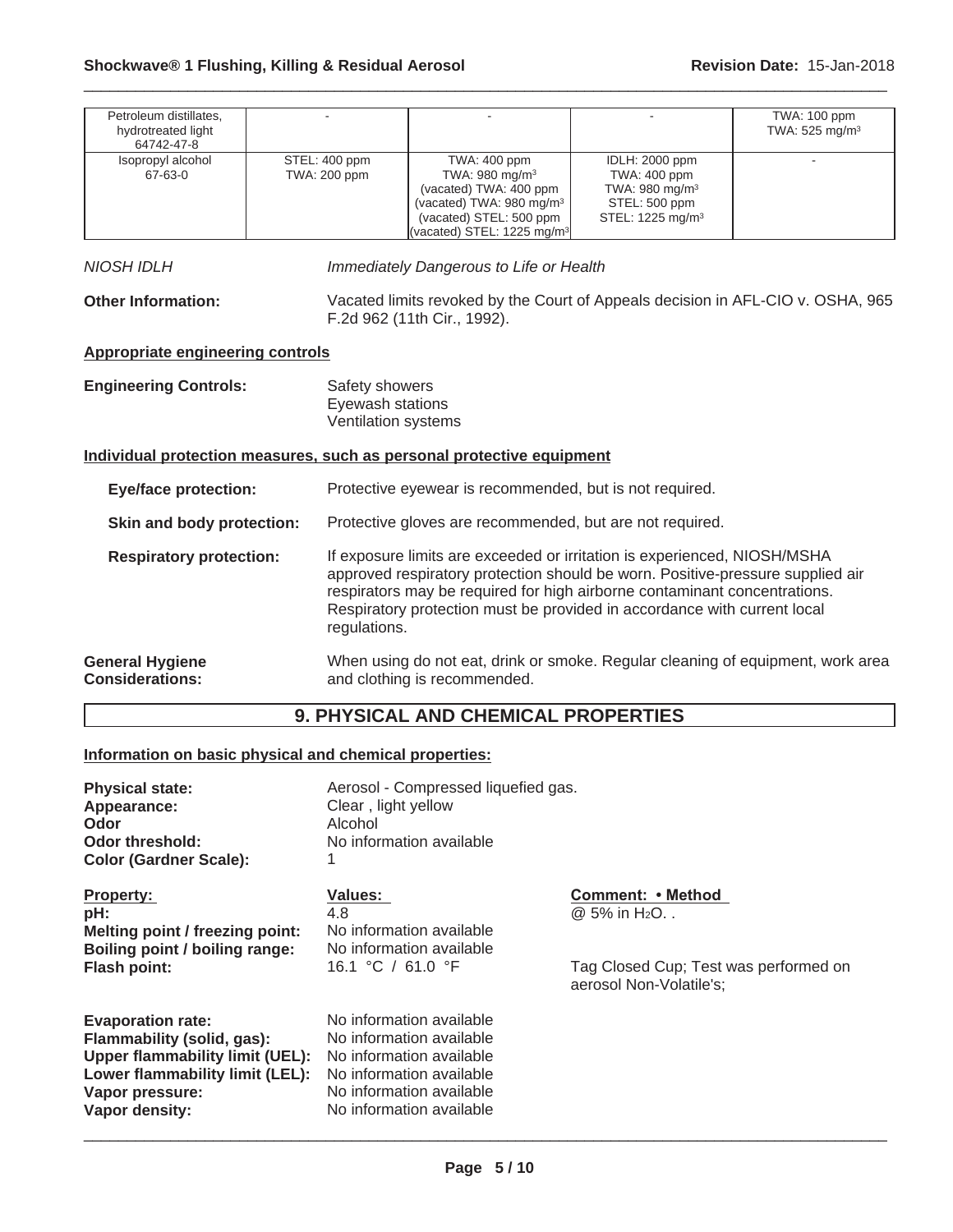| Petroleum distillates, hydrotreated light 64742-47-8 | - | - | - | TWA: 100 ppm TWA: 525 mg/m$^3$ |
|---|---|---|---|---|
| Isopropyl alcohol 67-63-0 | STEL: 400 ppm TWA: 200 ppm | TWA: 400 ppm TWA: 980 mg/m$^3$ (vacated) TWA: 400 ppm (vacated) TWA: 980 mg/m$^3$ (vacated) STEL: 500 ppm (vacated) STEL: 1225 mg/m$^3$ | IDLH: 2000 ppm TWA: 400 ppm TWA: 980 mg/m$^3$ STEL: 500 ppm STEL: 1225 mg/m$^3$ | - |

*NIOSH IDLH* *Immediately Dangerous to Life or Health*

**Other Information:** Vacated limits revoked by the Court of Appeals decision in AFL-CIO v. OSHA, 965 F.2d 962 (11th Cir., 1992).

**Appropriate engineering controls**

**Engineering Controls:** Safety showers
Eyewash stations
Ventilation systems

**Individual protection measures, such as personal protective equipment**

**Eye/face protection:** Protective eyewear is recommended, but is not required.

**Skin and body protection:** Protective gloves are recommended, but are not required.

**Respiratory protection:** If exposure limits are exceeded or irritation is experienced, NIOSH/MSHA approved respiratory protection should be worn. Positive-pressure supplied air respirators may be required for high airborne contaminant concentrations. Respiratory protection must be provided in accordance with current local regulations.

**General Hygiene Considerations:** When using do not eat, drink or smoke. Regular cleaning of equipment, work area and clothing is recommended.

## 9. PHYSICAL AND CHEMICAL PROPERTIES

**Information on basic physical and chemical properties:**

**Physical state:** Aerosol - Compressed liquefied gas.
**Appearance:** Clear , light yellow
**Odor** Alcohol
**Odor threshold:** No information available
**Color (Gardner Scale):** 1

| Property: | Values: | Comment: • Method |
|---|---|---|
| **pH:** | 4.8 | @ 5% in $H_2O$. . |
| **Melting point / freezing point:** | No information available | |
| **Boiling point / boiling range:** | No information available | |
| **Flash point:** | 16.1 °C / 61.0 °F | Tag Closed Cup; Test was performed on aerosol Non-Volatile's; |
| **Evaporation rate:** | No information available | |
| **Flammability (solid, gas):** | No information available | |
| **Upper flammability limit (UEL):** | No information available | |
| **Lower flammability limit (LEL):** | No information available | |
| **Vapor pressure:** | No information available | |
| **Vapor density:** | No information available | |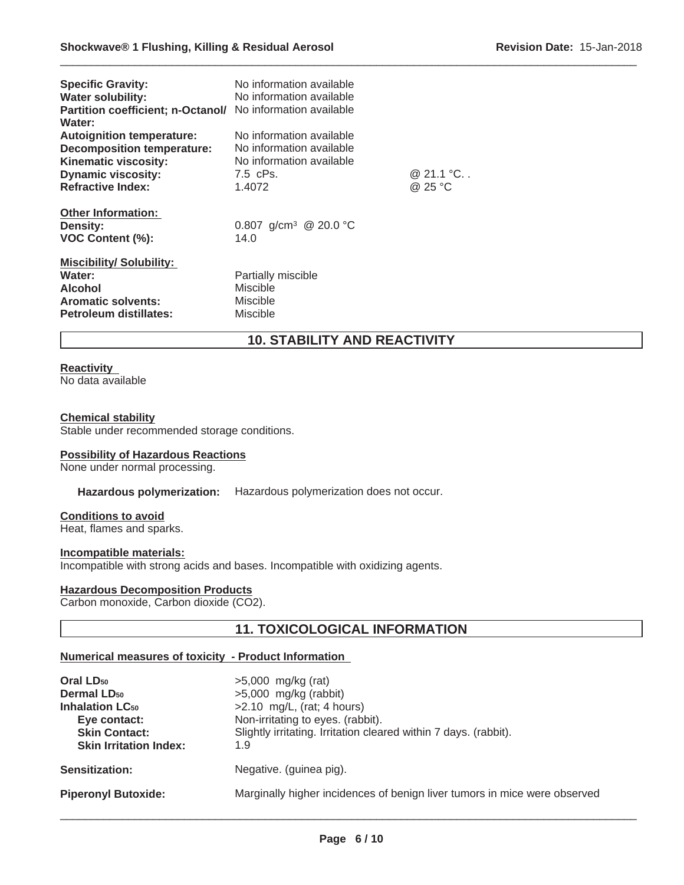| | | |
|---|---|---|
| **Specific Gravity:** | No information available | |
| **Water solubility:** | No information available | |
| **Partition coefficient; n-Octanol/ Water:** | No information available | |
| **Autoignition temperature:** | No information available | |
| **Decomposition temperature:** | No information available | |
| **Kinematic viscosity:** | No information available | |
| **Dynamic viscosity:** | 7.5 cPs. | @ 21.1 °C. . |
| **Refractive Index:** | 1.4072 | @ 25 °C |

**Other Information:**

| | |
|---|---|
| **Density:** | 0.807 g/cm$^3$ @ 20.0 °C |
| **VOC Content (%):** | 14.0 |

**Miscibility/ Solubility:**

| | |
|---|---|
| **Water:** | Partially miscible |
| **Alcohol** | Miscible |
| **Aromatic solvents:** | Miscible |
| **Petroleum distillates:** | Miscible |

## 10. STABILITY AND REACTIVITY

**Reactivity**
No data available

**Chemical stability**
Stable under recommended storage conditions.

**Possibility of Hazardous Reactions**
None under normal processing.

**Hazardous polymerization:** Hazardous polymerization does not occur.

**Conditions to avoid**
Heat, flames and sparks.

**Incompatible materials:**
Incompatible with strong acids and bases. Incompatible with oxidizing agents.

**Hazardous Decomposition Products**
Carbon monoxide, Carbon dioxide ($CO_2$).

## 11. TOXICOLOGICAL INFORMATION

**Numerical measures of toxicity - Product Information**

| | |
|---|---|
| **Oral $LD_{50}$** | >5,000 mg/kg (rat) |
| **Dermal $LD_{50}$** | >5,000 mg/kg (rabbit) |
| **Inhalation $LC_{50}$** | >2.10 mg/L, (rat; 4 hours) |
| **Eye contact:** | Non-irritating to eyes. (rabbit). |
| **Skin Contact:** | Slightly irritating. Irritation cleared within 7 days. (rabbit). |
| **Skin Irritation Index:** | 1.9 |
| **Sensitization:** | Negative. (guinea pig). |
| **Piperonyl Butoxide:** | Marginally higher incidences of benign liver tumors in mice were observed |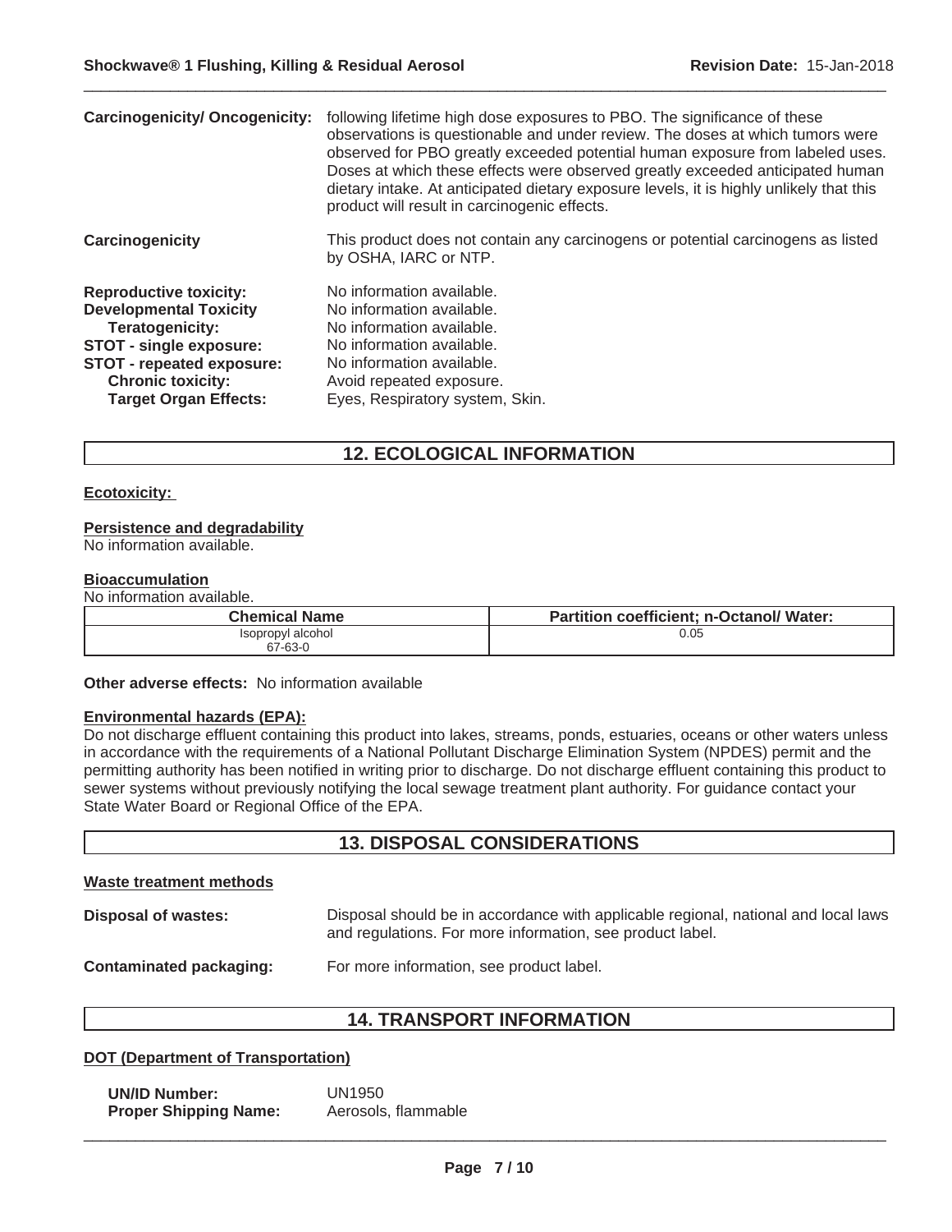**Carcinogenicity/ Oncogenicity:** following lifetime high dose exposures to PBO. The significance of these observations is questionable and under review. The doses at which tumors were observed for PBO greatly exceeded potential human exposure from labeled uses. Doses at which these effects were observed greatly exceeded anticipated human dietary intake. At anticipated dietary exposure levels, it is highly unlikely that this product will result in carcinogenic effects.

**Carcinogenicity** This product does not contain any carcinogens or potential carcinogens as listed by OSHA, IARC or NTP.

**Reproductive toxicity:** No information available.
**Developmental Toxicity** No information available.
**Teratogenicity:** No information available.
**STOT - single exposure:** No information available.
**STOT - repeated exposure:** No information available.
**Chronic toxicity:** Avoid repeated exposure.
**Target Organ Effects:** Eyes, Respiratory system, Skin.

## 12. ECOLOGICAL INFORMATION

**Ecotoxicity:**

**Persistence and degradability**
No information available.

**Bioaccumulation**
No information available.

| Chemical Name | Partition coefficient; n-Octanol/ Water: |
|---|---|
| Isopropyl alcohol 67-63-0 | 0.05 |

**Other adverse effects:** No information available

**Environmental hazards (EPA):**
Do not discharge effluent containing this product into lakes, streams, ponds, estuaries, oceans or other waters unless in accordance with the requirements of a National Pollutant Discharge Elimination System (NPDES) permit and the permitting authority has been notified in writing prior to discharge. Do not discharge effluent containing this product to sewer systems without previously notifying the local sewage treatment plant authority. For guidance contact your State Water Board or Regional Office of the EPA.

## 13. DISPOSAL CONSIDERATIONS

**Waste treatment methods**

**Disposal of wastes:** Disposal should be in accordance with applicable regional, national and local laws and regulations. For more information, see product label.

**Contaminated packaging:** For more information, see product label.

## 14. TRANSPORT INFORMATION

**DOT (Department of Transportation)**

**UN/ID Number:** UN1950
**Proper Shipping Name:** Aerosols, flammable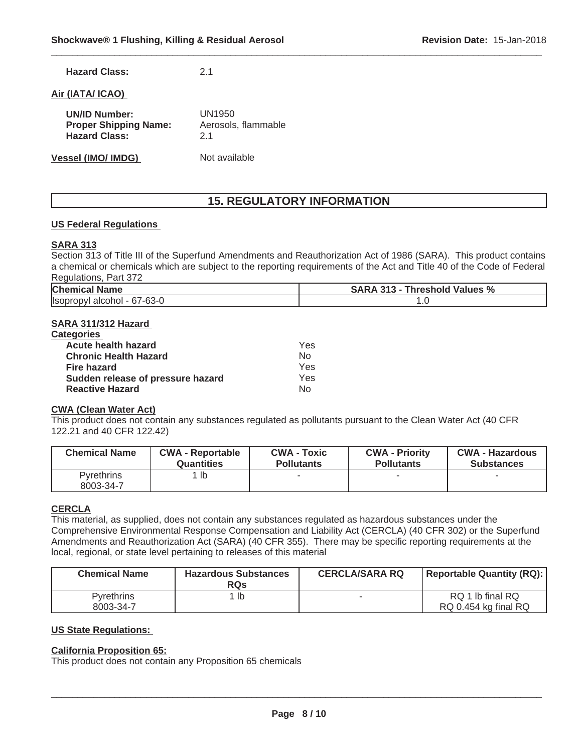**Hazard Class:** 2.1

**Air (IATA/ ICAO)**

**UN/ID Number:** UN1950
**Proper Shipping Name:** Aerosols, flammable
**Hazard Class:** 2.1

**Vessel (IMO/ IMDG)** Not available

## 15. REGULATORY INFORMATION

**US Federal Regulations**

**SARA 313**

Section 313 of Title III of the Superfund Amendments and Reauthorization Act of 1986 (SARA). This product contains a chemical or chemicals which are subject to the reporting requirements of the Act and Title 40 of the Code of Federal Regulations, Part 372

| Chemical Name | SARA 313 - Threshold Values % |
|---|---|
| Isopropyl alcohol - 67-63-0 | 1.0 |

**SARA 311/312 Hazard Categories**

| | |
|---|---|
| **Acute health hazard** | Yes |
| **Chronic Health Hazard** | No |
| **Fire hazard** | Yes |
| **Sudden release of pressure hazard** | Yes |
| **Reactive Hazard** | No |

**CWA (Clean Water Act)**

This product does not contain any substances regulated as pollutants pursuant to the Clean Water Act (40 CFR 122.21 and 40 CFR 122.42)

| Chemical Name | CWA - Reportable Quantities | CWA - Toxic Pollutants | CWA - Priority Pollutants | CWA - Hazardous Substances |
|---|---|---|---|---|
| Pyrethrins 8003-34-7 | 1 lb | - | - | - |

**CERCLA**

This material, as supplied, does not contain any substances regulated as hazardous substances under the Comprehensive Environmental Response Compensation and Liability Act (CERCLA) (40 CFR 302) or the Superfund Amendments and Reauthorization Act (SARA) (40 CFR 355). There may be specific reporting requirements at the local, regional, or state level pertaining to releases of this material

| Chemical Name | Hazardous Substances RQs | CERCLA/SARA RQ | Reportable Quantity (RQ): |
|---|---|---|---|
| Pyrethrins 8003-34-7 | 1 lb | - | RQ 1 lb final RQ RQ 0.454 kg final RQ |

**US State Regulations:**

**California Proposition 65:**

This product does not contain any Proposition 65 chemicals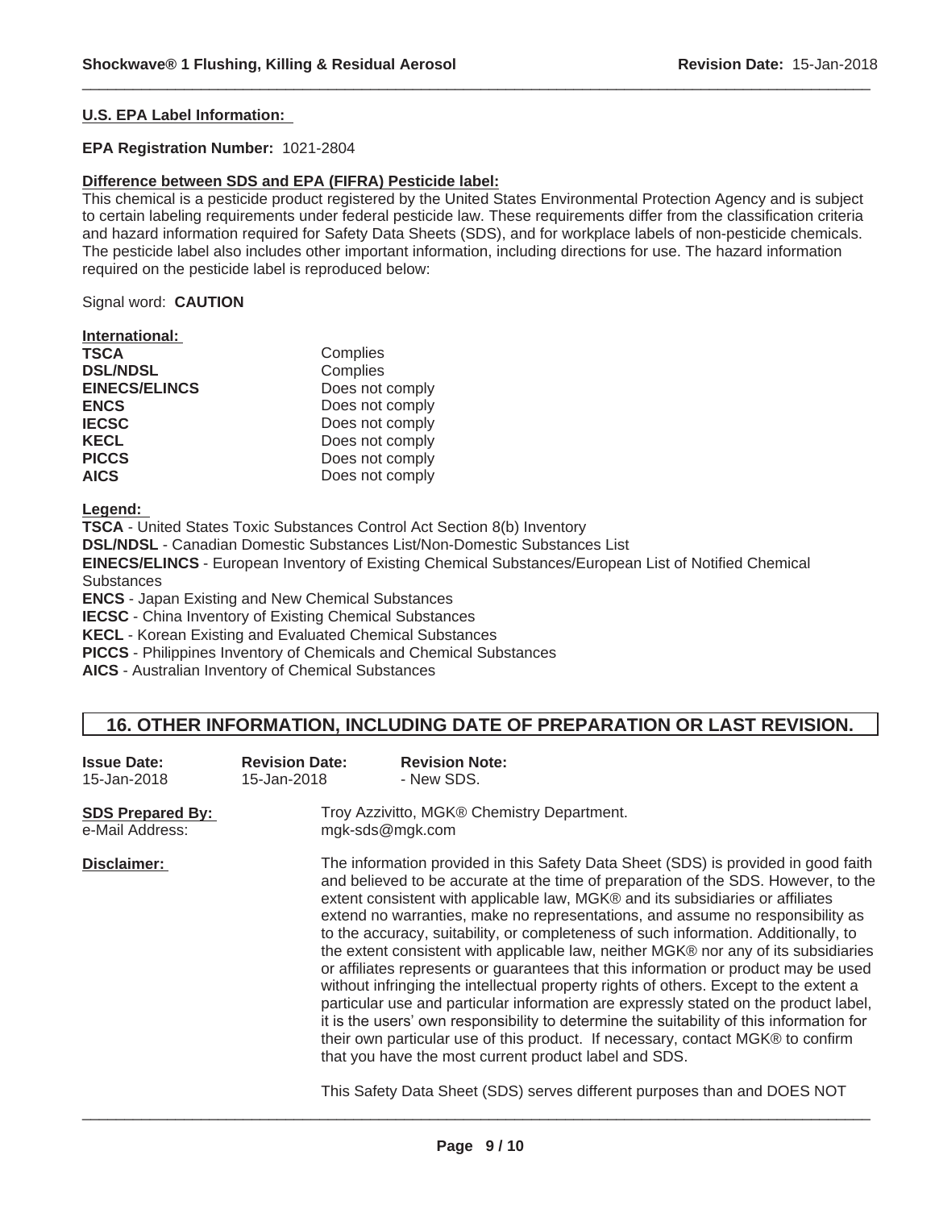**U.S. EPA Label Information:**

**EPA Registration Number:** 1021-2804

**Difference between SDS and EPA (FIFRA) Pesticide label:**

This chemical is a pesticide product registered by the United States Environmental Protection Agency and is subject to certain labeling requirements under federal pesticide law. These requirements differ from the classification criteria and hazard information required for Safety Data Sheets (SDS), and for workplace labels of non-pesticide chemicals. The pesticide label also includes other important information, including directions for use. The hazard information required on the pesticide label is reproduced below:

Signal word: **CAUTION**

**International:**

| | |
|---|---|
| **TSCA** | Complies |
| **DSL/NDSL** | Complies |
| **EINECS/ELINCS** | Does not comply |
| **ENCS** | Does not comply |
| **IECSC** | Does not comply |
| **KECL** | Does not comply |
| **PICCS** | Does not comply |
| **AICS** | Does not comply |

**Legend:**

**TSCA** - United States Toxic Substances Control Act Section 8(b) Inventory
**DSL/NDSL** - Canadian Domestic Substances List/Non-Domestic Substances List
**EINECS/ELINCS** - European Inventory of Existing Chemical Substances/European List of Notified Chemical Substances
**ENCS** - Japan Existing and New Chemical Substances
**IECSC** - China Inventory of Existing Chemical Substances
**KECL** - Korean Existing and Evaluated Chemical Substances
**PICCS** - Philippines Inventory of Chemicals and Chemical Substances
**AICS** - Australian Inventory of Chemical Substances

## 16. OTHER INFORMATION, INCLUDING DATE OF PREPARATION OR LAST REVISION.

| **Issue Date:** | **Revision Date:** | **Revision Note:** |
|---|---|---|
| 15-Jan-2018 | 15-Jan-2018 | - New SDS. |

**SDS Prepared By:** Troy Azzivitto, MGK® Chemistry Department.
e-Mail Address: mgk-sds@mgk.com

**Disclaimer:** The information provided in this Safety Data Sheet (SDS) is provided in good faith and believed to be accurate at the time of preparation of the SDS. However, to the extent consistent with applicable law, MGK® and its subsidiaries or affiliates extend no warranties, make no representations, and assume no responsibility as to the accuracy, suitability, or completeness of such information. Additionally, to the extent consistent with applicable law, neither MGK® nor any of its subsidiaries or affiliates represents or guarantees that this information or product may be used without infringing the intellectual property rights of others. Except to the extent a particular use and particular information are expressly stated on the product label, it is the users' own responsibility to determine the suitability of this information for their own particular use of this product. If necessary, contact MGK® to confirm that you have the most current product label and SDS.

This Safety Data Sheet (SDS) serves different purposes than and DOES NOT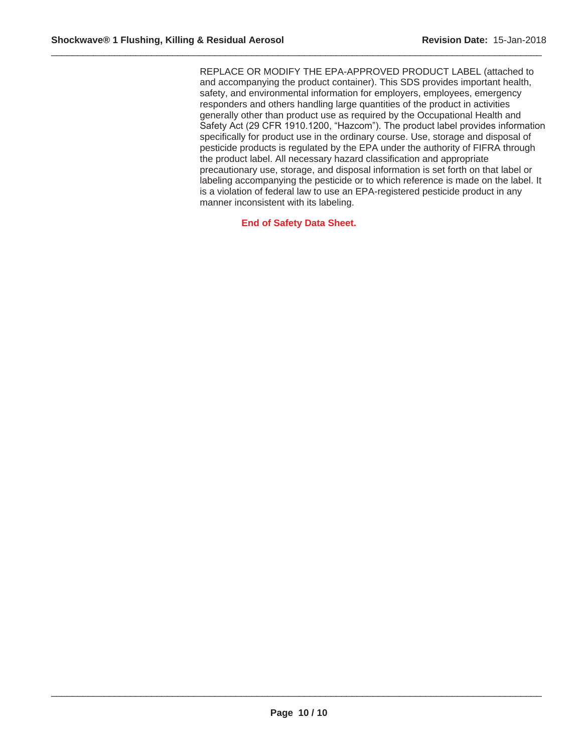REPLACE OR MODIFY THE EPA-APPROVED PRODUCT LABEL (attached to and accompanying the product container). This SDS provides important health, safety, and environmental information for employers, employees, emergency responders and others handling large quantities of the product in activities generally other than product use as required by the Occupational Health and Safety Act (29 CFR 1910.1200, “Hazcom”). The product label provides information specifically for product use in the ordinary course. Use, storage and disposal of pesticide products is regulated by the EPA under the authority of FIFRA through the product label. All necessary hazard classification and appropriate precautionary use, storage, and disposal information is set forth on that label or labeling accompanying the pesticide or to which reference is made on the label. It is a violation of federal law to use an EPA-registered pesticide product in any manner inconsistent with its labeling.

**End of Safety Data Sheet.**